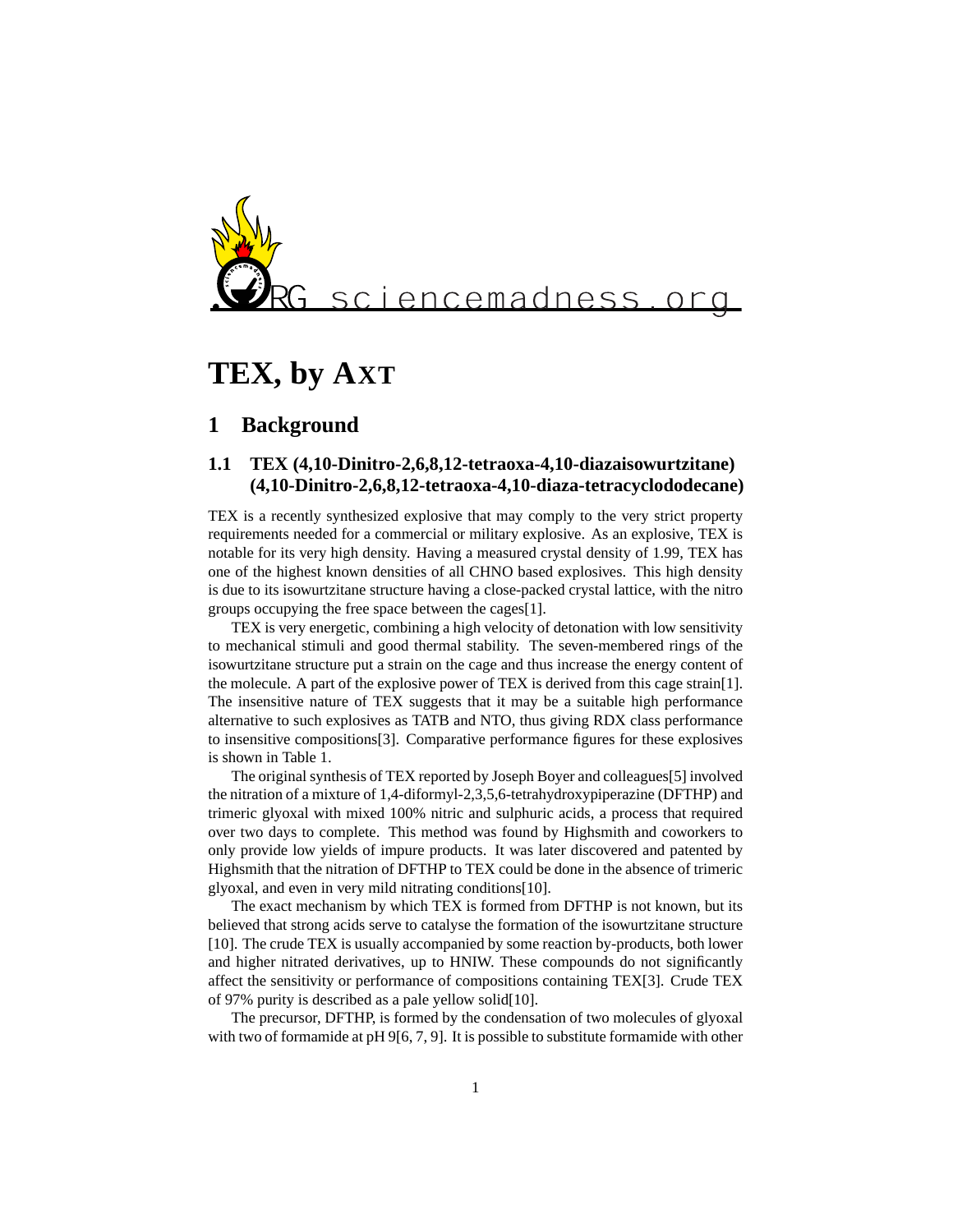sciencemadness.org

# TEX, by Axt

## 1 Background

### 1.1 TEX (4,10-Dinitro-2,6,8,12-tetraoxa-4,10-diazaisowurtzitane) (4,10-Dinitro-2,6,8,12-tetraoxa-4,10-diaza-tetracyclododecane)

TEX is a recently synthesized explosive that may comply to the very strict property requirements needed for a commercial or military explosive. As an explosive, TEX is notable for its very high density. Having a measured crystal density of 1.99, TEX has one of the highest known densities of all CHNO based explosives. This high density is due to its isowurtzitane structure having a close-packed crystal lattice, with the nitro groups occupying the free space between the cages[1].

TEX is very energetic, combining a high velocity of detonation with low sensitivity to mechanical stimuli and good thermal stability. The seven-membered rings of the isowurtzitane structure put a strain on the cage and thus increase the energy content of the molecule. A part of the explosive power of TEX is derived from this cage strain[1]. The insensitive nature of TEX suggests that it may be a suitable high performance alternative to such explosives as TATB and NTO, thus giving RDX class performance to insensitive compositions[3]. Comparative performance figures for these explosives is shown in Table 1.

The original synthesis of TEX reported by Joseph Boyer and colleagues[5] involved the nitration of a mixture of 1,4-diformyl-2,3,5,6-tetrahydroxypiperazine (DFTHP) and trimeric glyoxal with mixed 100% nitric and sulphuric acids, a process that required over two days to complete. This method was found by Highsmith and coworkers to only provide low yields of impure products. It was later discovered and patented by Highsmith that the nitration of DFTHP to TEX could be done in the absence of trimeric glyoxal, and even in very mild nitrating conditions[10].

The exact mechanism by which TEX is formed from DFTHP is not known, but its believed that strong acids serve to catalyse the formation of the isowurtzitane structure [10]. The crude TEX is usually accompanied by some reaction by-products, both lower and higher nitrated derivatives, up to HNIW. These compounds do not significantly affect the sensitivity or performance of compositions containing TEX[3]. Crude TEX of 97% purity is described as a pale yellow solid[10].

The precursor, DFTHP, is formed by the condensation of two molecules of glyoxal with two of formamide at pH 9[6, 7, 9]. It is possible to substitute formamide with other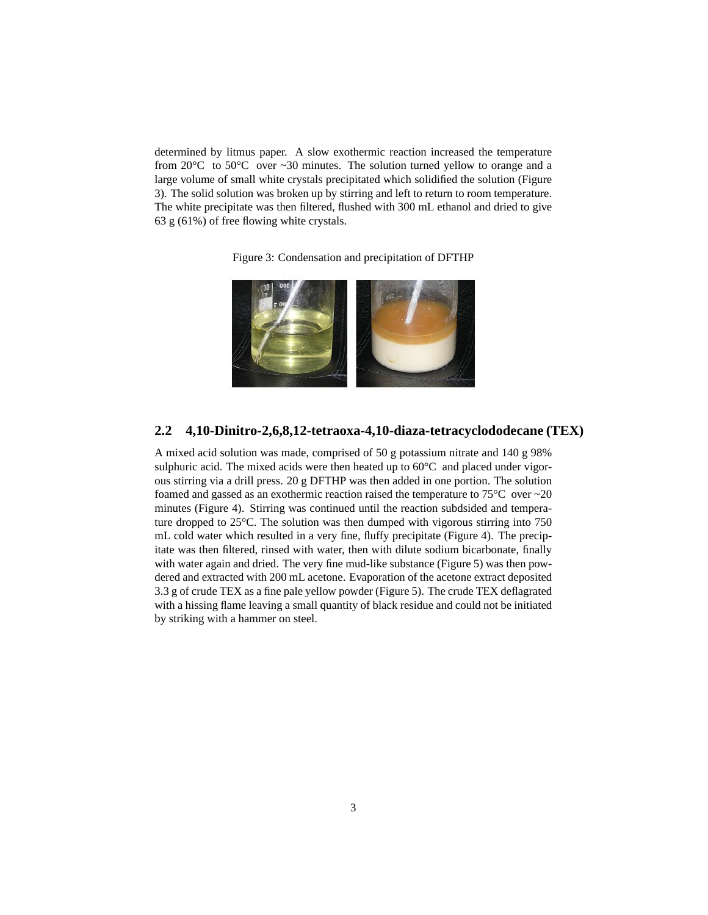determined by litmus paper. A slow exothermic reaction increased the temperature from 20°C to 50°C over ~30 minutes. The solution turned yellow to orange and a large volume of small white crystals precipitated which solidified the solution (Figure 3). The solid solution was broken up by stirring and left to return to room temperature. The white precipitate was then filtered, flushed with 300 mL ethanol and dried to give 63 g (61%) of free flowing white crystals.

Figure 3: Condensation and precipitation of DFTHP

## 2.2 4,10-Dinitro-2,6,8,12-tetraoxa-4,10-diaza-tetracyclododecane (TEX)

A mixed acid solution was made, comprised of 50 g potassium nitrate and 140 g 98% sulphuric acid. The mixed acids were then heated up to 60°C and placed under vigorous stirring via a drill press. 20 g DFTHP was then added in one portion. The solution foamed and gassed as an exothermic reaction raised the temperature to 75°C over ~20 minutes (Figure 4). Stirring was continued until the reaction subdsided and temperature dropped to 25°C. The solution was then dumped with vigorous stirring into 750 mL cold water which resulted in a very fine, fluffy precipitate (Figure 4). The precipitate was then filtered, rinsed with water, then with dilute sodium bicarbonate, finally with water again and dried. The very fine mud-like substance (Figure 5) was then powdered and extracted with 200 mL acetone. Evaporation of the acetone extract deposited 3.3 g of crude TEX as a fine pale yellow powder (Figure 5). The crude TEX deflagrated with a hissing flame leaving a small quantity of black residue and could not be initiated by striking with a hammer on steel.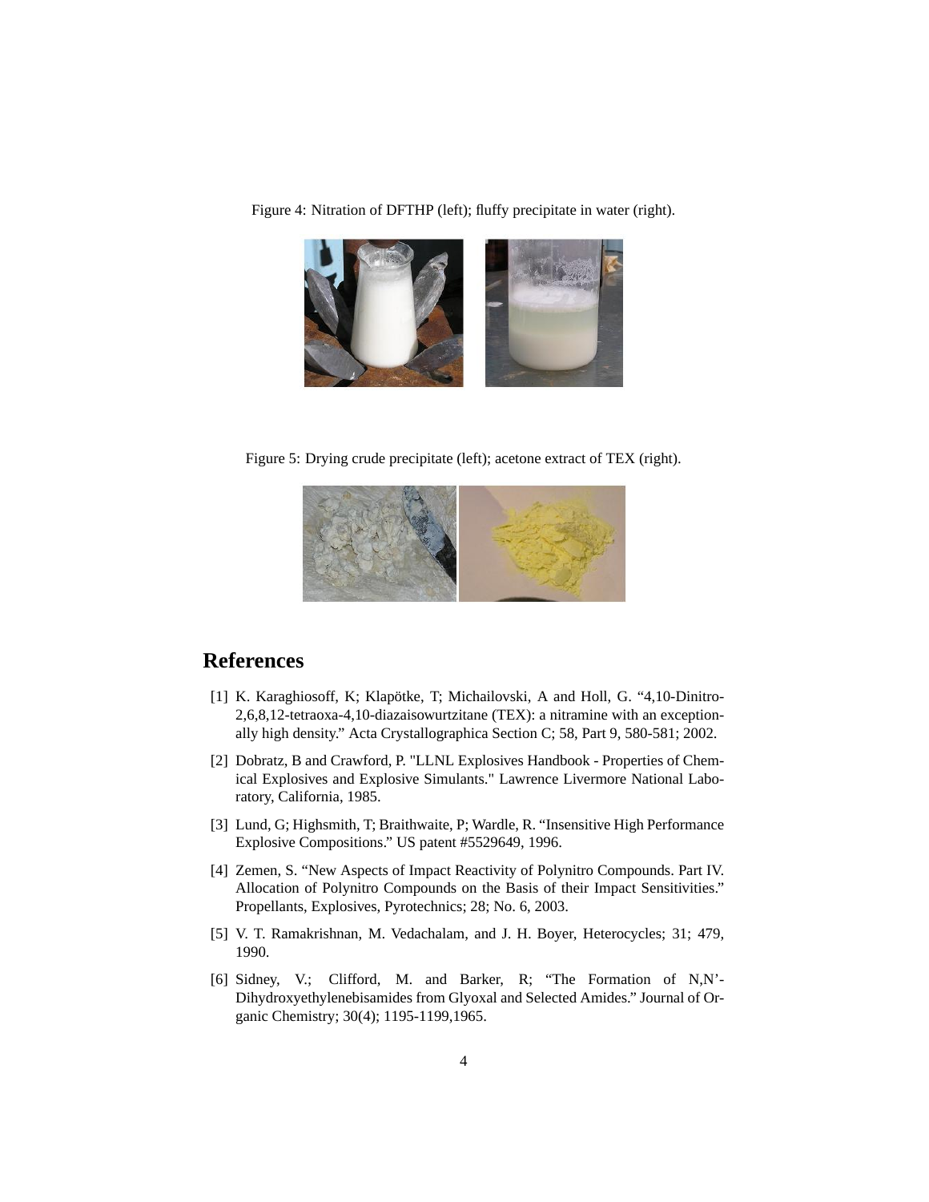Figure 4: Nitration of DFTHP (left); fluffy precipitate in water (right).

Figure 5: Drying crude precipitate (left); acetone extract of TEX (right).

## References

[1] K. Karaghiosoff, K; Klapötke, T; Michailovski, A and Holl, G. "4,10-Dinitro-2,6,8,12-tetraoxa-4,10-diazaisowurtzitane (TEX): a nitramine with an exceptionally high density." Acta Crystallographica Section C; 58, Part 9, 580-581; 2002.

[2] Dobratz, B and Crawford, P. "LLNL Explosives Handbook - Properties of Chemical Explosives and Explosive Simulants." Lawrence Livermore National Laboratory, California, 1985.

[3] Lund, G; Highsmith, T; Braithwaite, P; Wardle, R. "Insensitive High Performance Explosive Compositions." US patent #5529649, 1996.

[4] Zemen, S. "New Aspects of Impact Reactivity of Polynitro Compounds. Part IV. Allocation of Polynitro Compounds on the Basis of their Impact Sensitivities." Propellants, Explosives, Pyrotechnics; 28; No. 6, 2003.

[5] V. T. Ramakrishnan, M. Vedachalam, and J. H. Boyer, Heterocycles; 31; 479, 1990.

[6] Sidney, V.; Clifford, M. and Barker, R; "The Formation of N,N'-Dihydroxyethylenebisamides from Glyoxal and Selected Amides." Journal of Organic Chemistry; 30(4); 1195-1199,1965.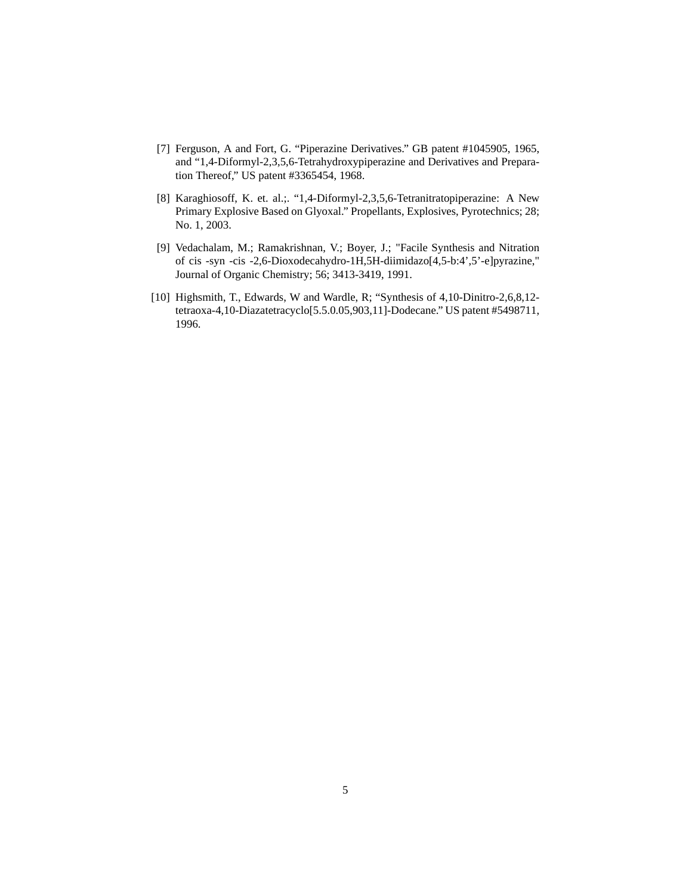[7] Ferguson, A and Fort, G. “Piperazine Derivatives.” GB patent #1045905, 1965, and “1,4-Diformyl-2,3,5,6-Tetrahydroxypiperazine and Derivatives and Preparation Thereof,” US patent #3365454, 1968.

[8] Karaghiosoff, K. et. al.;. “1,4-Diformyl-2,3,5,6-Tetranitratopiperazine: A New Primary Explosive Based on Glyoxal.” Propellants, Explosives, Pyrotechnics; 28; No. 1, 2003.

[9] Vedachalam, M.; Ramakrishnan, V.; Boyer, J.; "Facile Synthesis and Nitration of cis -syn -cis -2,6-Dioxodecahydro-1H,5H-diimidazo[4,5-b:4’,5’-e]pyrazine," Journal of Organic Chemistry; 56; 3413-3419, 1991.

[10] Highsmith, T., Edwards, W and Wardle, R; “Synthesis of 4,10-Dinitro-2,6,8,12-tetraoxa-4,10-Diazatetracyclo[5.5.0.05,903,11]-Dodecane.” US patent #5498711, 1996.